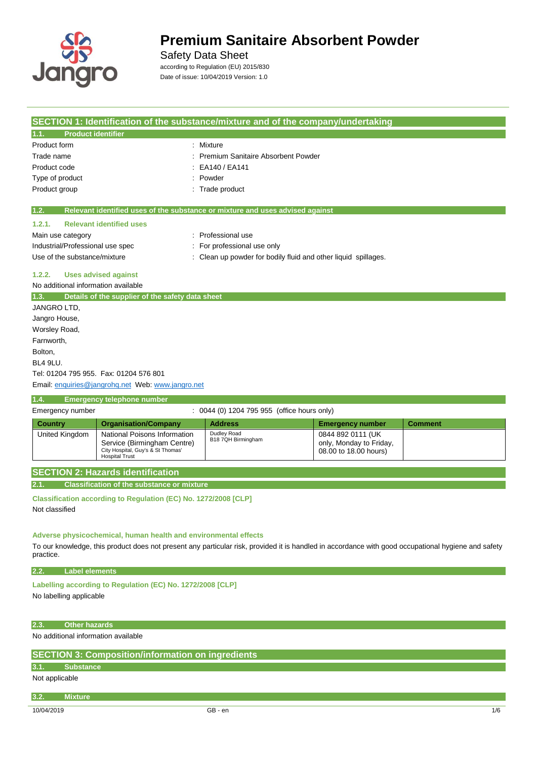# Premium Sanitaire Absorbent Powder

Safety Data Sheet

according to Regulation (EU) 2015/830

Date of issue: 10/04/2019 Version: 1.0

## SECTION 1: Identification of the substance/mixture and of the company/undertaking

### 1.1. Product identifier

| | |
|---|---|
| Product form | : Mixture |
| Trade name | : Premium Sanitaire Absorbent Powder |
| Product code | : EA140 / EA141 |
| Type of product | : Powder |
| Product group | : Trade product |

### 1.2. Relevant identified uses of the substance or mixture and uses advised against

#### 1.2.1. Relevant identified uses

| | |
|---|---|
| Main use category | : Professional use |
| Industrial/Professional use spec | : For professional use only |
| Use of the substance/mixture | : Clean up powder for bodily fluid and other liquid spillages. |

#### 1.2.2. Uses advised against

No additional information available

### 1.3. Details of the supplier of the safety data sheet

JANGRO LTD,
Jangro House,
Worsley Road,
Farnworth,
Bolton,
BL4 9LU.
Tel: 01204 795 955. Fax: 01204 576 801
Email: enquiries@jangrohq.net Web: www.jangro.net

### 1.4. Emergency telephone number

Emergency number : 0044 (0) 1204 795 955 (office hours only)

| Country | Organisation/Company | Address | Emergency number | Comment |
|---|---|---|---|---|
| United Kingdom | National Poisons Information Service (Birmingham Centre) City Hospital, Guy's & St Thomas' Hospital Trust | Dudley Road B18 7QH Birmingham | 0844 892 0111 (UK only, Monday to Friday, 08.00 to 18.00 hours) | |

## SECTION 2: Hazards identification

### 2.1. Classification of the substance or mixture

**Classification according to Regulation (EC) No. 1272/2008 [CLP]**

Not classified

**Adverse physicochemical, human health and environmental effects**

To our knowledge, this product does not present any particular risk, provided it is handled in accordance with good occupational hygiene and safety practice.

### 2.2. Label elements

**Labelling according to Regulation (EC) No. 1272/2008 [CLP]**

No labelling applicable

### 2.3. Other hazards

No additional information available

## SECTION 3: Composition/information on ingredients

### 3.1. Substance

Not applicable

### 3.2. Mixture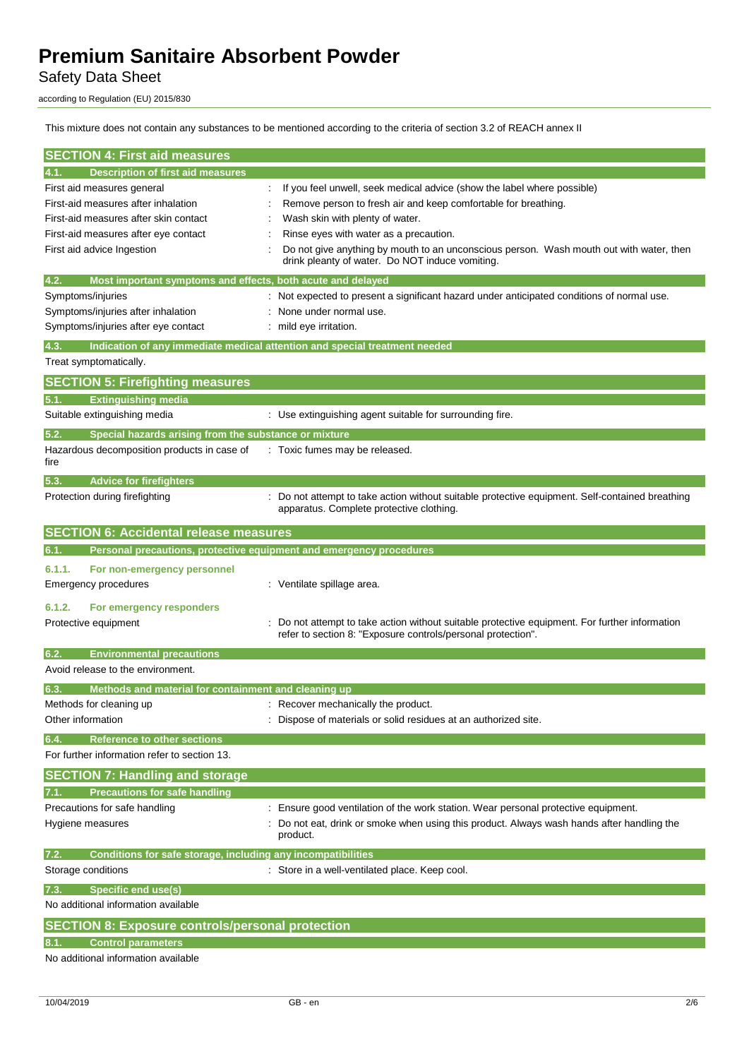This mixture does not contain any substances to be mentioned according to the criteria of section 3.2 of REACH annex II

## SECTION 4: First aid measures

### 4.1. Description of first aid measures

| | |
|---|---|
| First aid measures general | : If you feel unwell, seek medical advice (show the label where possible) |
| First-aid measures after inhalation | : Remove person to fresh air and keep comfortable for breathing. |
| First-aid measures after skin contact | : Wash skin with plenty of water. |
| First-aid measures after eye contact | : Rinse eyes with water as a precaution. |
| First aid advice Ingestion | : Do not give anything by mouth to an unconscious person. Wash mouth out with water, then drink pleanty of water. Do NOT induce vomiting. |

### 4.2. Most important symptoms and effects, both acute and delayed

| | |
|---|---|
| Symptoms/injuries | : Not expected to present a significant hazard under anticipated conditions of normal use. |
| Symptoms/injuries after inhalation | : None under normal use. |
| Symptoms/injuries after eye contact | : mild eye irritation. |

### 4.3. Indication of any immediate medical attention and special treatment needed

Treat symptomatically.

## SECTION 5: Firefighting measures

### 5.1. Extinguishing media

| | |
|---|---|
| Suitable extinguishing media | : Use extinguishing agent suitable for surrounding fire. |

### 5.2. Special hazards arising from the substance or mixture

| | |
|---|---|
| Hazardous decomposition products in case of fire | : Toxic fumes may be released. |

### 5.3. Advice for firefighters

| | |
|---|---|
| Protection during firefighting | : Do not attempt to take action without suitable protective equipment. Self-contained breathing apparatus. Complete protective clothing. |

## SECTION 6: Accidental release measures

### 6.1. Personal precautions, protective equipment and emergency procedures

#### 6.1.1. For non-emergency personnel

| | |
|---|---|
| Emergency procedures | : Ventilate spillage area. |

#### 6.1.2. For emergency responders

| | |
|---|---|
| Protective equipment | : Do not attempt to take action without suitable protective equipment. For further information refer to section 8: "Exposure controls/personal protection". |

### 6.2. Environmental precautions

Avoid release to the environment.

### 6.3. Methods and material for containment and cleaning up

| | |
|---|---|
| Methods for cleaning up | : Recover mechanically the product. |
| Other information | : Dispose of materials or solid residues at an authorized site. |

### 6.4. Reference to other sections

For further information refer to section 13.

## SECTION 7: Handling and storage

### 7.1. Precautions for safe handling

| | |
|---|---|
| Precautions for safe handling | : Ensure good ventilation of the work station. Wear personal protective equipment. |
| Hygiene measures | : Do not eat, drink or smoke when using this product. Always wash hands after handling the product. |

### 7.2. Conditions for safe storage, including any incompatibilities

| | |
|---|---|
| Storage conditions | : Store in a well-ventilated place. Keep cool. |

### 7.3. Specific end use(s)

No additional information available

## SECTION 8: Exposure controls/personal protection

### 8.1. Control parameters

No additional information available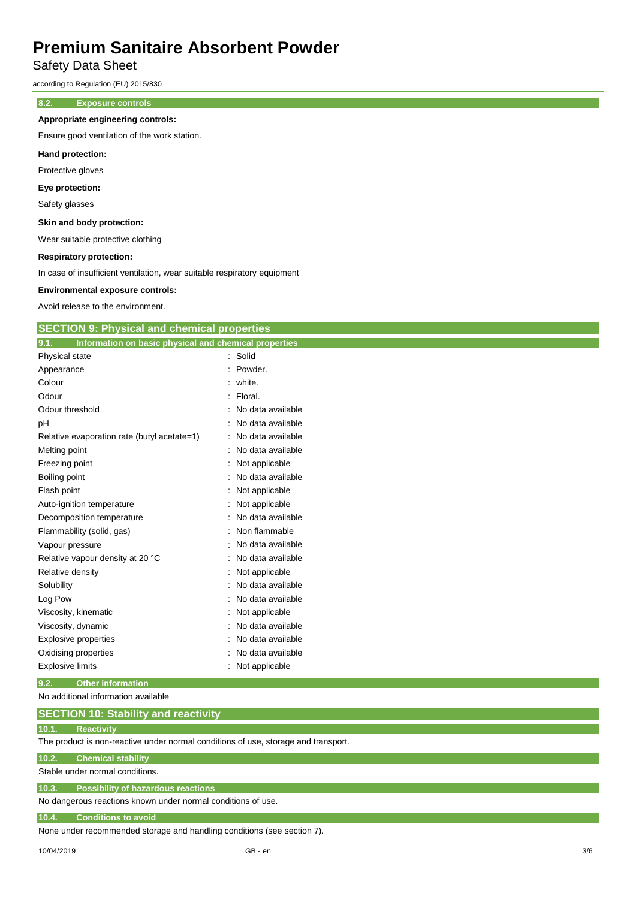### 8.2. Exposure controls

**Appropriate engineering controls:**

Ensure good ventilation of the work station.

**Hand protection:**

Protective gloves

**Eye protection:**

Safety glasses

**Skin and body protection:**

Wear suitable protective clothing

**Respiratory protection:**

In case of insufficient ventilation, wear suitable respiratory equipment

**Environmental exposure controls:**

Avoid release to the environment.

## SECTION 9: Physical and chemical properties

### 9.1. Information on basic physical and chemical properties

| | |
|---|---|
| Physical state | : Solid |
| Appearance | : Powder. |
| Colour | : white. |
| Odour | : Floral. |
| Odour threshold | : No data available |
| pH | : No data available |
| Relative evaporation rate (butyl acetate=1) | : No data available |
| Melting point | : No data available |
| Freezing point | : Not applicable |
| Boiling point | : No data available |
| Flash point | : Not applicable |
| Auto-ignition temperature | : Not applicable |
| Decomposition temperature | : No data available |
| Flammability (solid, gas) | : Non flammable |
| Vapour pressure | : No data available |
| Relative vapour density at 20 °C | : No data available |
| Relative density | : Not applicable |
| Solubility | : No data available |
| Log Pow | : No data available |
| Viscosity, kinematic | : Not applicable |
| Viscosity, dynamic | : No data available |
| Explosive properties | : No data available |
| Oxidising properties | : No data available |
| Explosive limits | : Not applicable |

### 9.2. Other information

No additional information available

## SECTION 10: Stability and reactivity

### 10.1. Reactivity

The product is non-reactive under normal conditions of use, storage and transport.

### 10.2. Chemical stability

Stable under normal conditions.

### 10.3. Possibility of hazardous reactions

No dangerous reactions known under normal conditions of use.

### 10.4. Conditions to avoid

None under recommended storage and handling conditions (see section 7).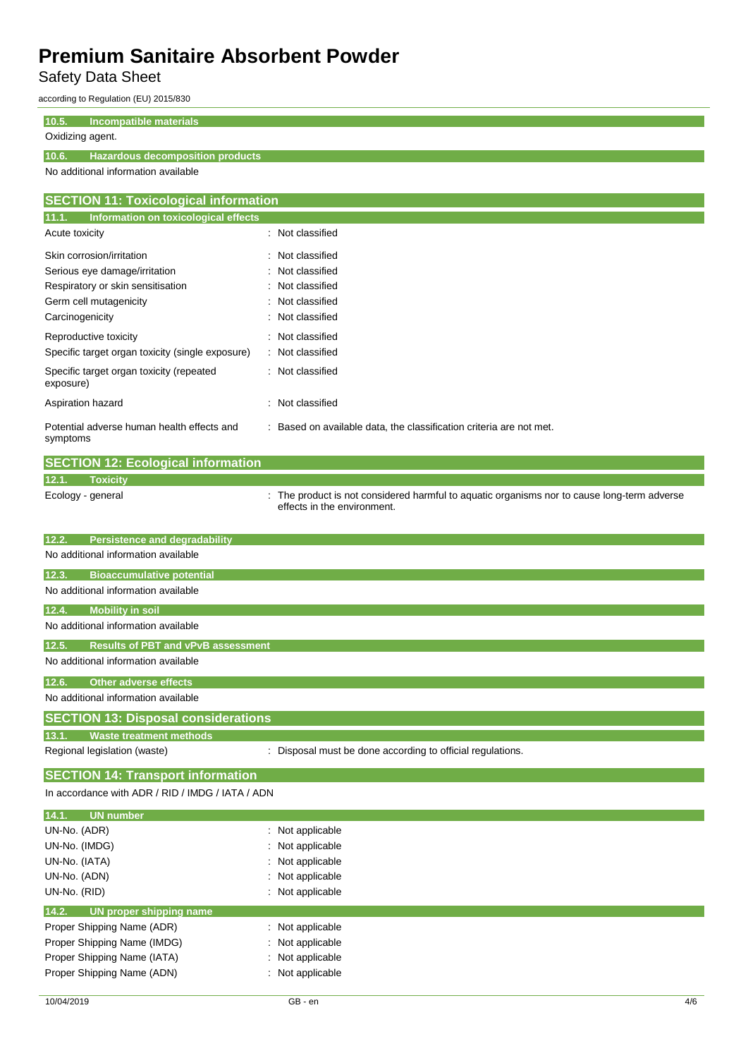#### 10.5. Incompatible materials

Oxidizing agent.

#### 10.6. Hazardous decomposition products

No additional information available

## SECTION 11: Toxicological information

### 11.1. Information on toxicological effects

| | |
|---|---|
| Acute toxicity | : Not classified |
| Skin corrosion/irritation | : Not classified |
| Serious eye damage/irritation | : Not classified |
| Respiratory or skin sensitisation | : Not classified |
| Germ cell mutagenicity | : Not classified |
| Carcinogenicity | : Not classified |
| Reproductive toxicity | : Not classified |
| Specific target organ toxicity (single exposure) | : Not classified |
| Specific target organ toxicity (repeated exposure) | : Not classified |
| Aspiration hazard | : Not classified |
| Potential adverse human health effects and symptoms | : Based on available data, the classification criteria are not met. |

## SECTION 12: Ecological information

### 12.1. Toxicity

| | |
|---|---|
| Ecology - general | : The product is not considered harmful to aquatic organisms nor to cause long-term adverse effects in the environment. |

### 12.2. Persistence and degradability

No additional information available

### 12.3. Bioaccumulative potential

No additional information available

### 12.4. Mobility in soil

No additional information available

### 12.5. Results of PBT and vPvB assessment

No additional information available

### 12.6. Other adverse effects

No additional information available

## SECTION 13: Disposal considerations

### 13.1. Waste treatment methods

| | |
|---|---|
| Regional legislation (waste) | : Disposal must be done according to official regulations. |

## SECTION 14: Transport information

In accordance with ADR / RID / IMDG / IATA / ADN

### 14.1. UN number

| | |
|---|---|
| UN-No. (ADR) | : Not applicable |
| UN-No. (IMDG) | : Not applicable |
| UN-No. (IATA) | : Not applicable |
| UN-No. (ADN) | : Not applicable |
| UN-No. (RID) | : Not applicable |

### 14.2. UN proper shipping name

| | |
|---|---|
| Proper Shipping Name (ADR) | : Not applicable |
| Proper Shipping Name (IMDG) | : Not applicable |
| Proper Shipping Name (IATA) | : Not applicable |
| Proper Shipping Name (ADN) | : Not applicable |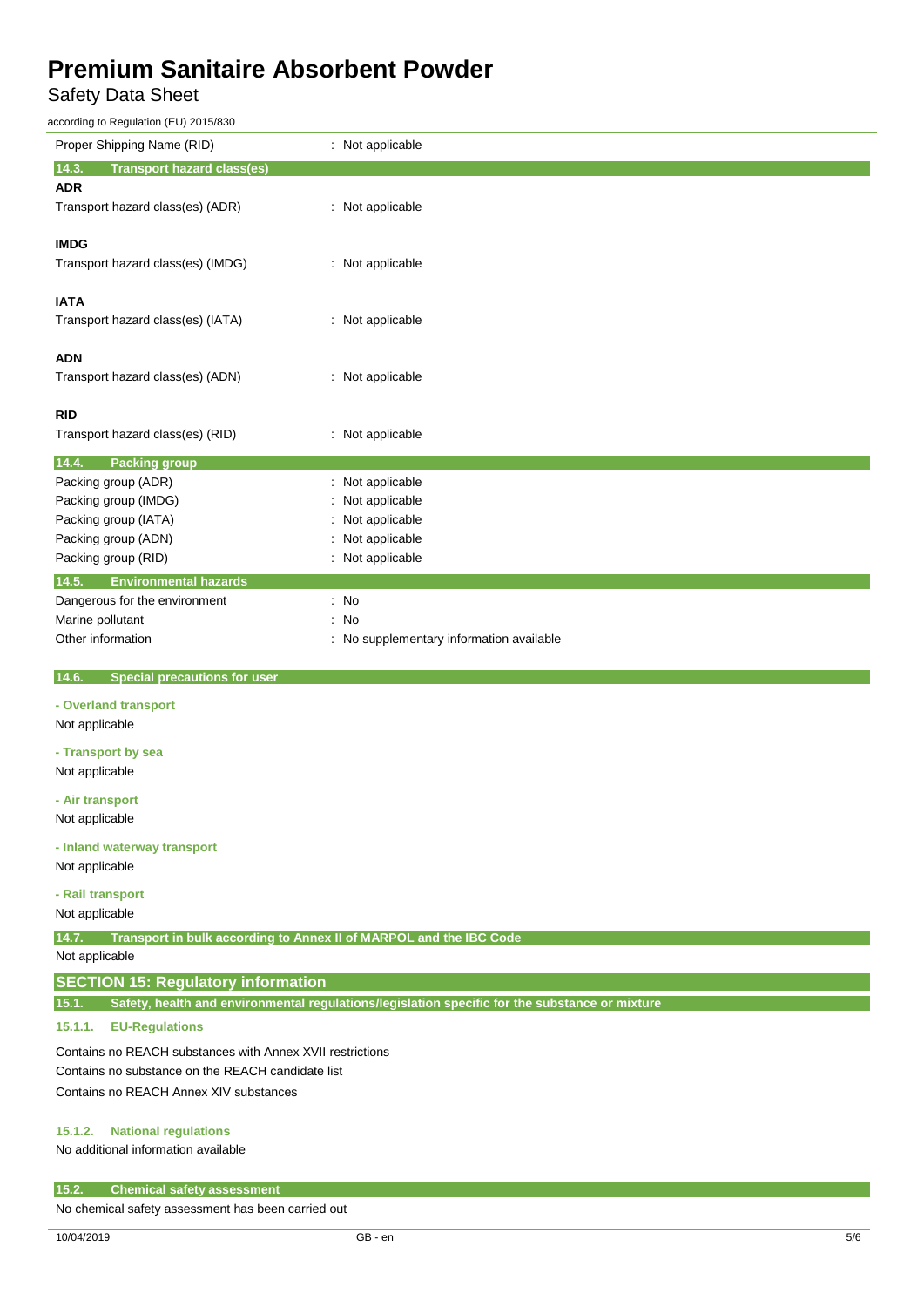| | |
|---|---|
| Proper Shipping Name (RID) | : Not applicable |

### 14.3. Transport hazard class(es)

**ADR**

| | |
|---|---|
| Transport hazard class(es) (ADR) | : Not applicable |

**IMDG**

| | |
|---|---|
| Transport hazard class(es) (IMDG) | : Not applicable |

**IATA**

| | |
|---|---|
| Transport hazard class(es) (IATA) | : Not applicable |

**ADN**

| | |
|---|---|
| Transport hazard class(es) (ADN) | : Not applicable |

**RID**

| | |
|---|---|
| Transport hazard class(es) (RID) | : Not applicable |

### 14.4. Packing group

| | |
|---|---|
| Packing group (ADR) | : Not applicable |
| Packing group (IMDG) | : Not applicable |
| Packing group (IATA) | : Not applicable |
| Packing group (ADN) | : Not applicable |
| Packing group (RID) | : Not applicable |

### 14.5. Environmental hazards

| | |
|---|---|
| Dangerous for the environment | : No |
| Marine pollutant | : No |
| Other information | : No supplementary information available |

### 14.6. Special precautions for user

**- Overland transport**

Not applicable

**- Transport by sea**

Not applicable

**- Air transport**

Not applicable

**- Inland waterway transport**

Not applicable

**- Rail transport**

Not applicable

### 14.7. Transport in bulk according to Annex II of MARPOL and the IBC Code

Not applicable

## SECTION 15: Regulatory information

### 15.1. Safety, health and environmental regulations/legislation specific for the substance or mixture

#### 15.1.1. EU-Regulations

Contains no REACH substances with Annex XVII restrictions
Contains no substance on the REACH candidate list
Contains no REACH Annex XIV substances

#### 15.1.2. National regulations

No additional information available

### 15.2. Chemical safety assessment

No chemical safety assessment has been carried out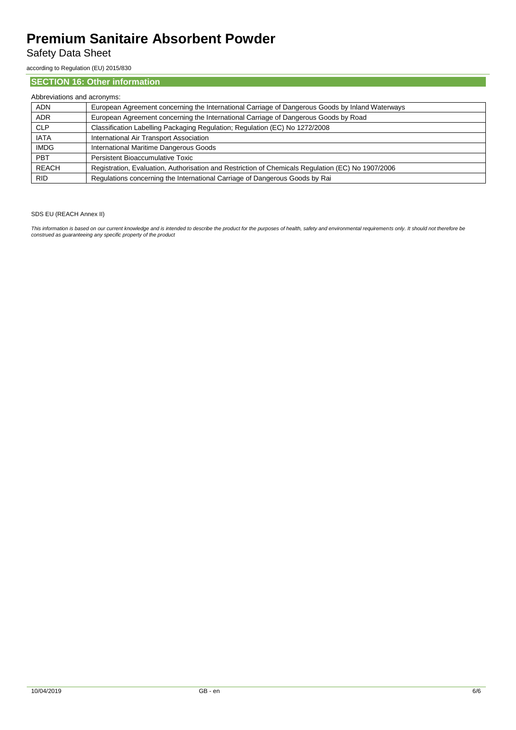## SECTION 16: Other information

Abbreviations and acronyms:

| | |
|---|---|
| ADN | European Agreement concerning the International Carriage of Dangerous Goods by Inland Waterways |
| ADR | European Agreement concerning the International Carriage of Dangerous Goods by Road |
| CLP | Classification Labelling Packaging Regulation; Regulation (EC) No 1272/2008 |
| IATA | International Air Transport Association |
| IMDG | International Maritime Dangerous Goods |
| PBT | Persistent Bioaccumulative Toxic |
| REACH | Registration, Evaluation, Authorisation and Restriction of Chemicals Regulation (EC) No 1907/2006 |
| RID | Regulations concerning the International Carriage of Dangerous Goods by Rai |

SDS EU (REACH Annex II)

*This information is based on our current knowledge and is intended to describe the product for the purposes of health, safety and environmental requirements only. It should not therefore be construed as guaranteeing any specific property of the product*